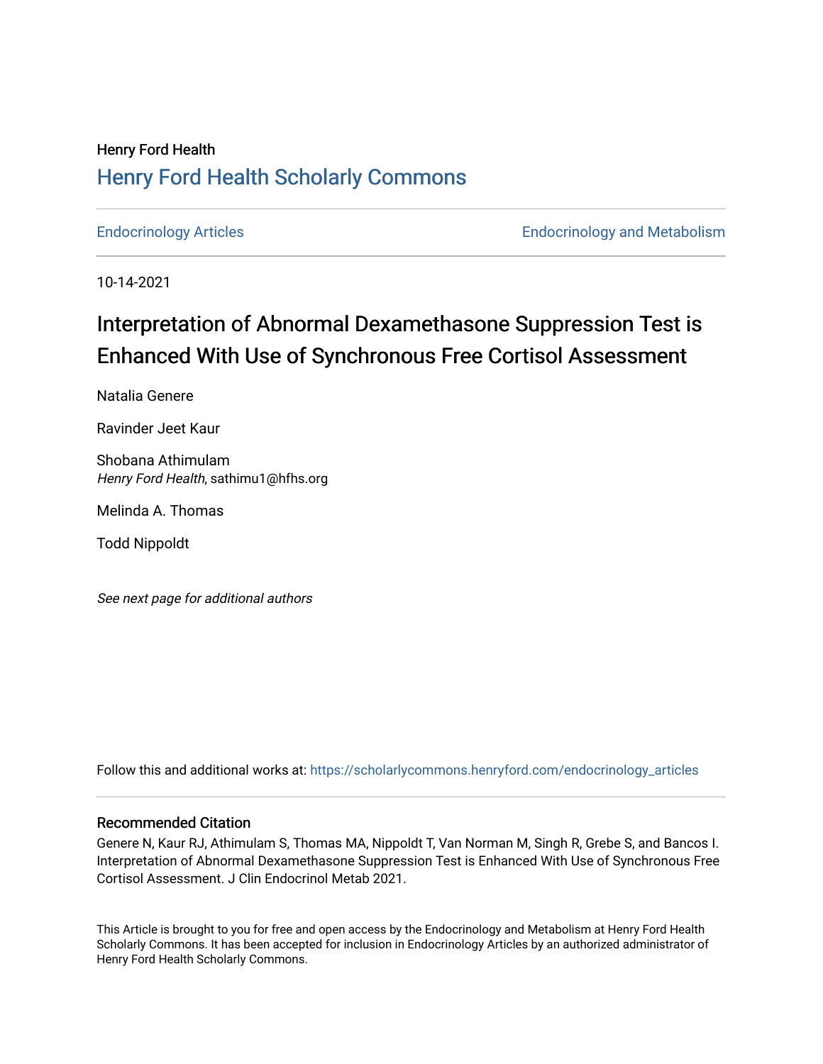Henry Ford Health

# Henry Ford Health Scholarly Commons

Endocrinology Articles — Endocrinology and Metabolism

10-14-2021

## Interpretation of Abnormal Dexamethasone Suppression Test is Enhanced With Use of Synchronous Free Cortisol Assessment

Natalia Genere

Ravinder Jeet Kaur

Shobana Athimulam
*Henry Ford Health*, sathimu1@hfhs.org

Melinda A. Thomas

Todd Nippoldt

*See next page for additional authors*

Follow this and additional works at: https://scholarlycommons.henryford.com/endocrinology_articles

### Recommended Citation

Genere N, Kaur RJ, Athimulam S, Thomas MA, Nippoldt T, Van Norman M, Singh R, Grebe S, and Bancos I. Interpretation of Abnormal Dexamethasone Suppression Test is Enhanced With Use of Synchronous Free Cortisol Assessment. J Clin Endocrinol Metab 2021.

This Article is brought to you for free and open access by the Endocrinology and Metabolism at Henry Ford Health Scholarly Commons. It has been accepted for inclusion in Endocrinology Articles by an authorized administrator of Henry Ford Health Scholarly Commons.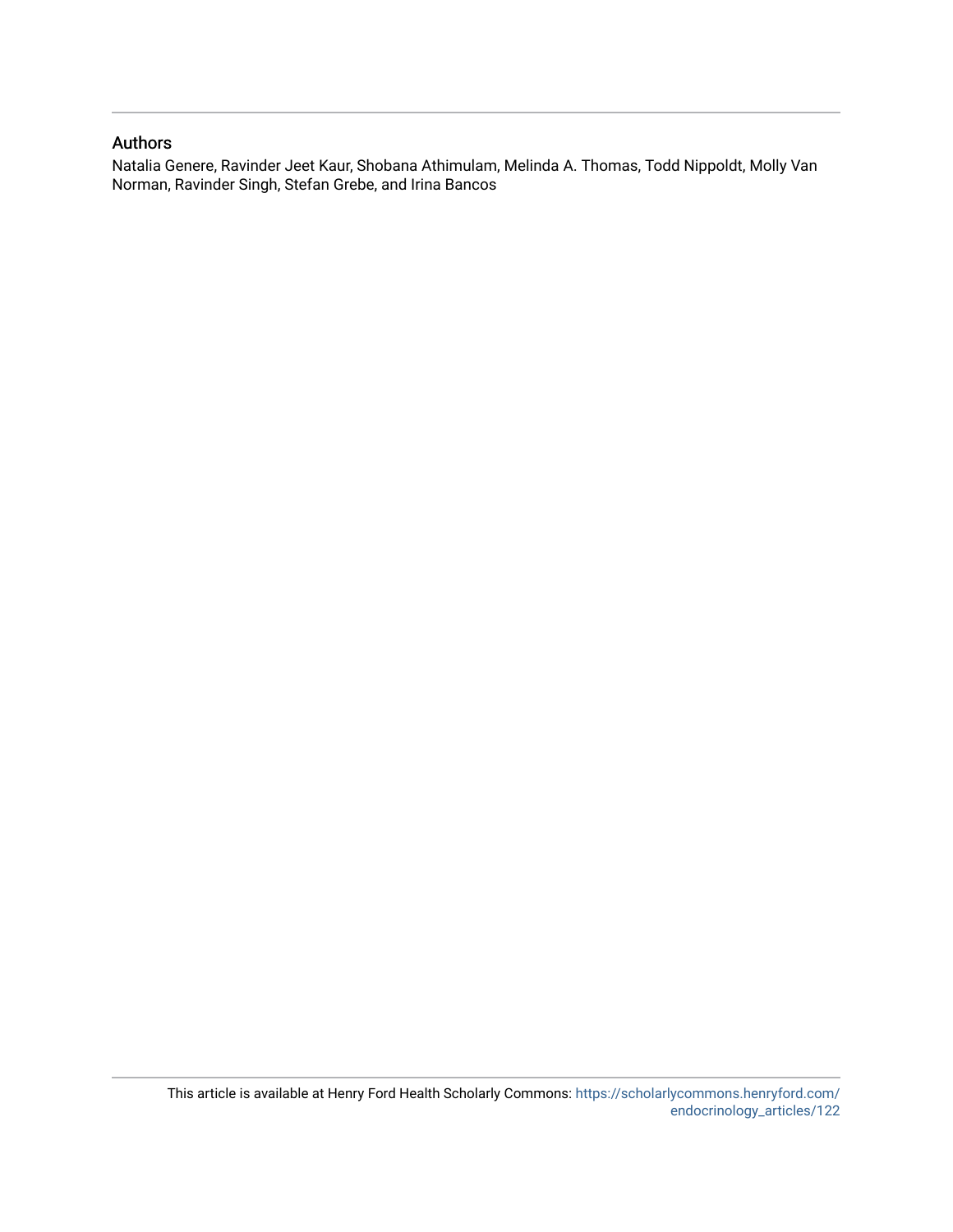## Authors

Natalia Genere, Ravinder Jeet Kaur, Shobana Athimulam, Melinda A. Thomas, Todd Nippoldt, Molly Van Norman, Ravinder Singh, Stefan Grebe, and Irina Bancos

This article is available at Henry Ford Health Scholarly Commons: https://scholarlycommons.henryford.com/endocrinology_articles/122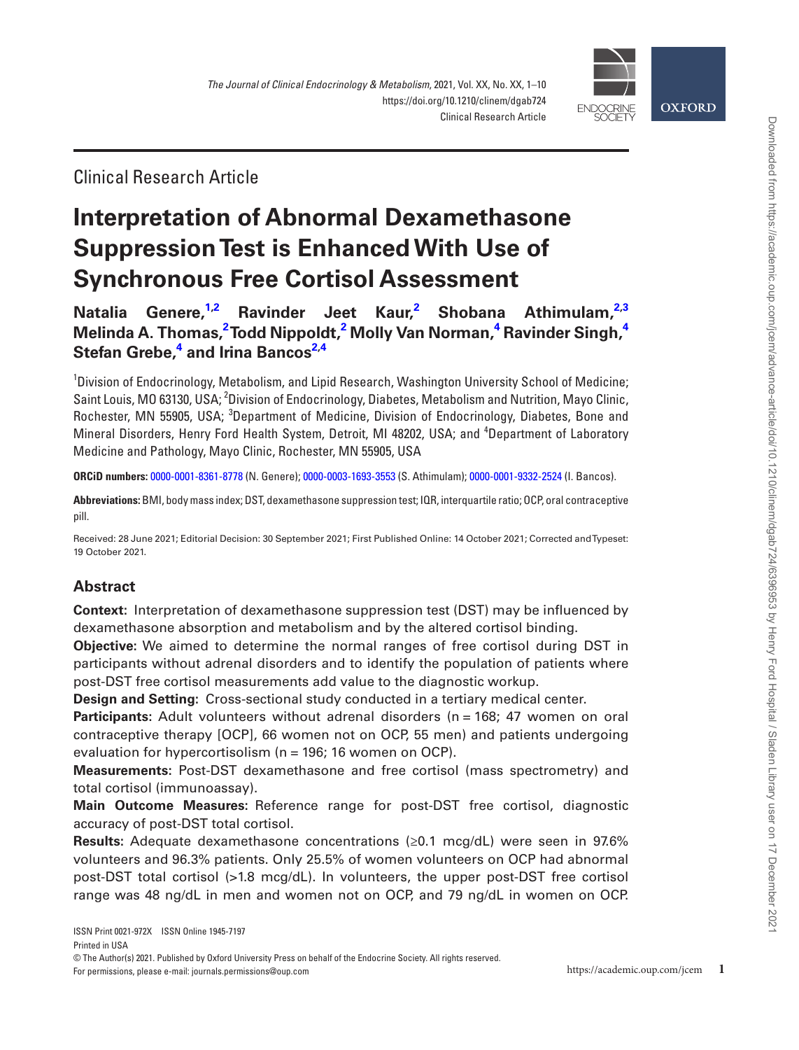Clinical Research Article

# Interpretation of Abnormal Dexamethasone Suppression Test is Enhanced With Use of Synchronous Free Cortisol Assessment

**Natalia Genere,[1,2] Ravinder Jeet Kaur,[2] Shobana Athimulam,[2,3] Melinda A. Thomas,[2] Todd Nippoldt,[2] Molly Van Norman,[4] Ravinder Singh,[4] Stefan Grebe,[4] and Irina Bancos[2,4]**

[1]Division of Endocrinology, Metabolism, and Lipid Research, Washington University School of Medicine; Saint Louis, MO 63130, USA; [2]Division of Endocrinology, Diabetes, Metabolism and Nutrition, Mayo Clinic, Rochester, MN 55905, USA; [3]Department of Medicine, Division of Endocrinology, Diabetes, Bone and Mineral Disorders, Henry Ford Health System, Detroit, MI 48202, USA; and [4]Department of Laboratory Medicine and Pathology, Mayo Clinic, Rochester, MN 55905, USA

**ORCiD numbers:** 0000-0001-8361-8778 (N. Genere); 0000-0003-1693-3553 (S. Athimulam); 0000-0001-9332-2524 (I. Bancos).

**Abbreviations:** BMI, body mass index; DST, dexamethasone suppression test; IQR, interquartile ratio; OCP, oral contraceptive pill.

Received: 28 June 2021; Editorial Decision: 30 September 2021; First Published Online: 14 October 2021; Corrected and Typeset: 19 October 2021.

## Abstract

**Context:** Interpretation of dexamethasone suppression test (DST) may be influenced by dexamethasone absorption and metabolism and by the altered cortisol binding.

**Objective:** We aimed to determine the normal ranges of free cortisol during DST in participants without adrenal disorders and to identify the population of patients where post-DST free cortisol measurements add value to the diagnostic workup.

**Design and Setting:** Cross-sectional study conducted in a tertiary medical center.

**Participants:** Adult volunteers without adrenal disorders (n = 168; 47 women on oral contraceptive therapy [OCP], 66 women not on OCP, 55 men) and patients undergoing evaluation for hypercortisolism (n = 196; 16 women on OCP).

**Measurements:** Post-DST dexamethasone and free cortisol (mass spectrometry) and total cortisol (immunoassay).

**Main Outcome Measures:** Reference range for post-DST free cortisol, diagnostic accuracy of post-DST total cortisol.

**Results:** Adequate dexamethasone concentrations (≥0.1 mcg/dL) were seen in 97.6% volunteers and 96.3% patients. Only 25.5% of women volunteers on OCP had abnormal post-DST total cortisol (>1.8 mcg/dL). In volunteers, the upper post-DST free cortisol range was 48 ng/dL in men and women not on OCP, and 79 ng/dL in women on OCP.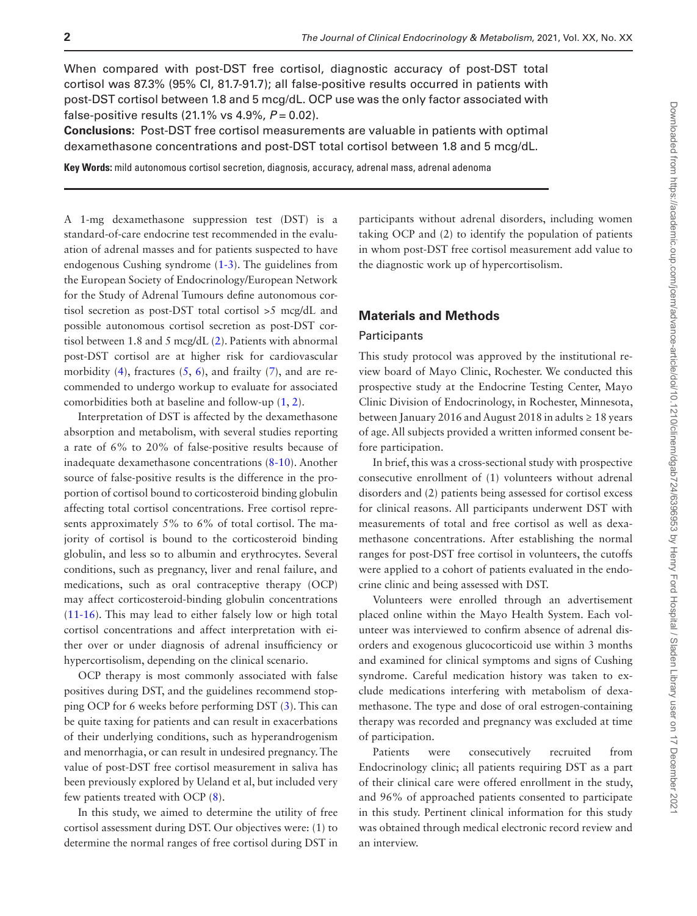When compared with post-DST free cortisol, diagnostic accuracy of post-DST total cortisol was 87.3% (95% CI, 81.7-91.7); all false-positive results occurred in patients with post-DST cortisol between 1.8 and 5 mcg/dL. OCP use was the only factor associated with false-positive results (21.1% vs 4.9%, $P = 0.02$).

**Conclusions:** Post-DST free cortisol measurements are valuable in patients with optimal dexamethasone concentrations and post-DST total cortisol between 1.8 and 5 mcg/dL.

**Key Words:** mild autonomous cortisol secretion, diagnosis, accuracy, adrenal mass, adrenal adenoma

A 1-mg dexamethasone suppression test (DST) is a standard-of-care endocrine test recommended in the evaluation of adrenal masses and for patients suspected to have endogenous Cushing syndrome (1-3). The guidelines from the European Society of Endocrinology/European Network for the Study of Adrenal Tumours define autonomous cortisol secretion as post-DST total cortisol >5 mcg/dL and possible autonomous cortisol secretion as post-DST cortisol between 1.8 and 5 mcg/dL (2). Patients with abnormal post-DST cortisol are at higher risk for cardiovascular morbidity (4), fractures (5, 6), and frailty (7), and are recommended to undergo workup to evaluate for associated comorbidities both at baseline and follow-up (1, 2).

Interpretation of DST is affected by the dexamethasone absorption and metabolism, with several studies reporting a rate of 6% to 20% of false-positive results because of inadequate dexamethasone concentrations (8-10). Another source of false-positive results is the difference in the proportion of cortisol bound to corticosteroid binding globulin affecting total cortisol concentrations. Free cortisol represents approximately 5% to 6% of total cortisol. The majority of cortisol is bound to the corticosteroid binding globulin, and less so to albumin and erythrocytes. Several conditions, such as pregnancy, liver and renal failure, and medications, such as oral contraceptive therapy (OCP) may affect corticosteroid-binding globulin concentrations (11-16). This may lead to either falsely low or high total cortisol concentrations and affect interpretation with either over or under diagnosis of adrenal insufficiency or hypercortisolism, depending on the clinical scenario.

OCP therapy is most commonly associated with false positives during DST, and the guidelines recommend stopping OCP for 6 weeks before performing DST (3). This can be quite taxing for patients and can result in exacerbations of their underlying conditions, such as hyperandrogenism and menorrhagia, or can result in undesired pregnancy. The value of post-DST free cortisol measurement in saliva has been previously explored by Ueland et al, but included very few patients treated with OCP (8).

In this study, we aimed to determine the utility of free cortisol assessment during DST. Our objectives were: (1) to determine the normal ranges of free cortisol during DST in participants without adrenal disorders, including women taking OCP and (2) to identify the population of patients in whom post-DST free cortisol measurement add value to the diagnostic work up of hypercortisolism.

## Materials and Methods

### Participants

This study protocol was approved by the institutional review board of Mayo Clinic, Rochester. We conducted this prospective study at the Endocrine Testing Center, Mayo Clinic Division of Endocrinology, in Rochester, Minnesota, between January 2016 and August 2018 in adults ≥ 18 years of age. All subjects provided a written informed consent before participation.

In brief, this was a cross-sectional study with prospective consecutive enrollment of (1) volunteers without adrenal disorders and (2) patients being assessed for cortisol excess for clinical reasons. All participants underwent DST with measurements of total and free cortisol as well as dexamethasone concentrations. After establishing the normal ranges for post-DST free cortisol in volunteers, the cutoffs were applied to a cohort of patients evaluated in the endocrine clinic and being assessed with DST.

Volunteers were enrolled through an advertisement placed online within the Mayo Health System. Each volunteer was interviewed to confirm absence of adrenal disorders and exogenous glucocorticoid use within 3 months and examined for clinical symptoms and signs of Cushing syndrome. Careful medication history was taken to exclude medications interfering with metabolism of dexamethasone. The type and dose of oral estrogen-containing therapy was recorded and pregnancy was excluded at time of participation.

Patients were consecutively recruited from Endocrinology clinic; all patients requiring DST as a part of their clinical care were offered enrollment in the study, and 96% of approached patients consented to participate in this study. Pertinent clinical information for this study was obtained through medical electronic record review and an interview.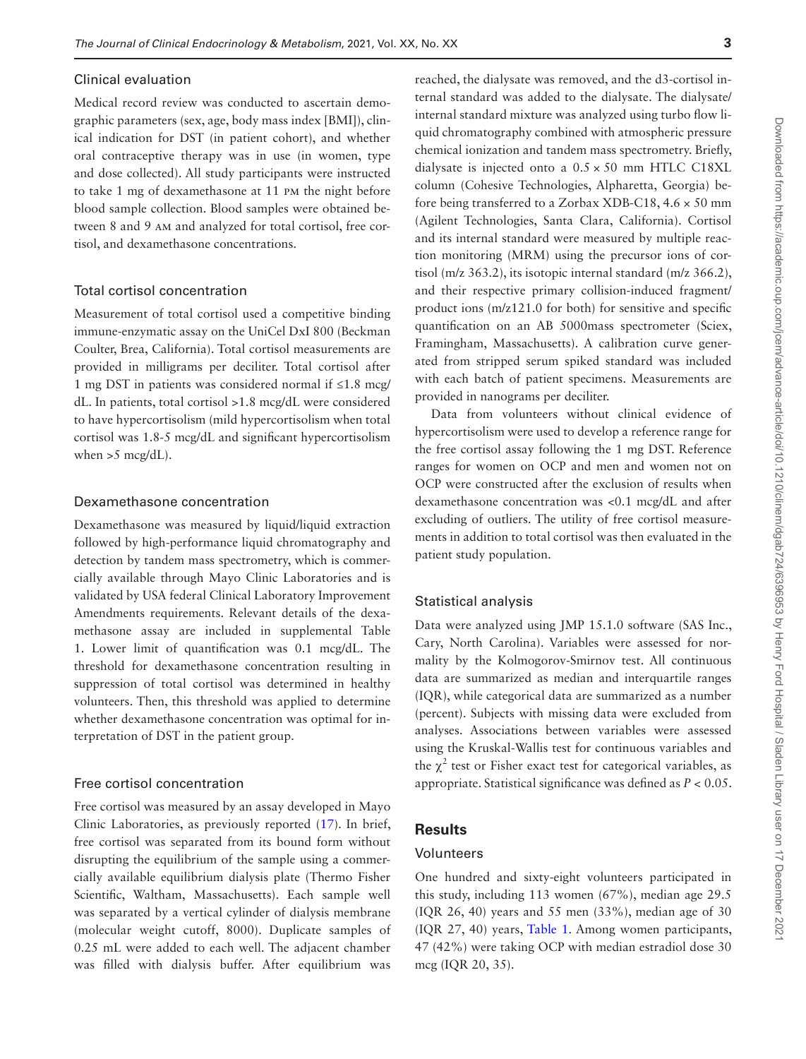### Clinical evaluation

Medical record review was conducted to ascertain demographic parameters (sex, age, body mass index [BMI]), clinical indication for DST (in patient cohort), and whether oral contraceptive therapy was in use (in women, type and dose collected). All study participants were instructed to take 1 mg of dexamethasone at 11 PM the night before blood sample collection. Blood samples were obtained between 8 and 9 AM and analyzed for total cortisol, free cortisol, and dexamethasone concentrations.

### Total cortisol concentration

Measurement of total cortisol used a competitive binding immune-enzymatic assay on the UniCel DxI 800 (Beckman Coulter, Brea, California). Total cortisol measurements are provided in milligrams per deciliter. Total cortisol after 1 mg DST in patients was considered normal if ≤1.8 mcg/dL. In patients, total cortisol >1.8 mcg/dL were considered to have hypercortisolism (mild hypercortisolism when total cortisol was 1.8-5 mcg/dL and significant hypercortisolism when >5 mcg/dL).

### Dexamethasone concentration

Dexamethasone was measured by liquid/liquid extraction followed by high-performance liquid chromatography and detection by tandem mass spectrometry, which is commercially available through Mayo Clinic Laboratories and is validated by USA federal Clinical Laboratory Improvement Amendments requirements. Relevant details of the dexamethasone assay are included in supplemental Table 1. Lower limit of quantification was 0.1 mcg/dL. The threshold for dexamethasone concentration resulting in suppression of total cortisol was determined in healthy volunteers. Then, this threshold was applied to determine whether dexamethasone concentration was optimal for interpretation of DST in the patient group.

### Free cortisol concentration

Free cortisol was measured by an assay developed in Mayo Clinic Laboratories, as previously reported (17). In brief, free cortisol was separated from its bound form without disrupting the equilibrium of the sample using a commercially available equilibrium dialysis plate (Thermo Fisher Scientific, Waltham, Massachusetts). Each sample well was separated by a vertical cylinder of dialysis membrane (molecular weight cutoff, 8000). Duplicate samples of 0.25 mL were added to each well. The adjacent chamber was filled with dialysis buffer. After equilibrium was reached, the dialysate was removed, and the d3-cortisol internal standard was added to the dialysate. The dialysate/internal standard mixture was analyzed using turbo flow liquid chromatography combined with atmospheric pressure chemical ionization and tandem mass spectrometry. Briefly, dialysate is injected onto a 0.5 × 50 mm HTLC C18XL column (Cohesive Technologies, Alpharetta, Georgia) before being transferred to a Zorbax XDB-C18, 4.6 × 50 mm (Agilent Technologies, Santa Clara, California). Cortisol and its internal standard were measured by multiple reaction monitoring (MRM) using the precursor ions of cortisol (m/z 363.2), its isotopic internal standard (m/z 366.2), and their respective primary collision-induced fragment/product ions (m/z121.0 for both) for sensitive and specific quantification on an AB 5000mass spectrometer (Sciex, Framingham, Massachusetts). A calibration curve generated from stripped serum spiked standard was included with each batch of patient specimens. Measurements are provided in nanograms per deciliter.

Data from volunteers without clinical evidence of hypercortisolism were used to develop a reference range for the free cortisol assay following the 1 mg DST. Reference ranges for women on OCP and men and women not on OCP were constructed after the exclusion of results when dexamethasone concentration was <0.1 mcg/dL and after excluding of outliers. The utility of free cortisol measurements in addition to total cortisol was then evaluated in the patient study population.

### Statistical analysis

Data were analyzed using JMP 15.1.0 software (SAS Inc., Cary, North Carolina). Variables were assessed for normality by the Kolmogorov-Smirnov test. All continuous data are summarized as median and interquartile ranges (IQR), while categorical data are summarized as a number (percent). Subjects with missing data were excluded from analyses. Associations between variables were assessed using the Kruskal-Wallis test for continuous variables and the $\chi^2$ test or Fisher exact test for categorical variables, as appropriate. Statistical significance was defined as $P < 0.05$.

## Results

### Volunteers

One hundred and sixty-eight volunteers participated in this study, including 113 women (67%), median age 29.5 (IQR 26, 40) years and 55 men (33%), median age of 30 (IQR 27, 40) years, Table 1. Among women participants, 47 (42%) were taking OCP with median estradiol dose 30 mcg (IQR 20, 35).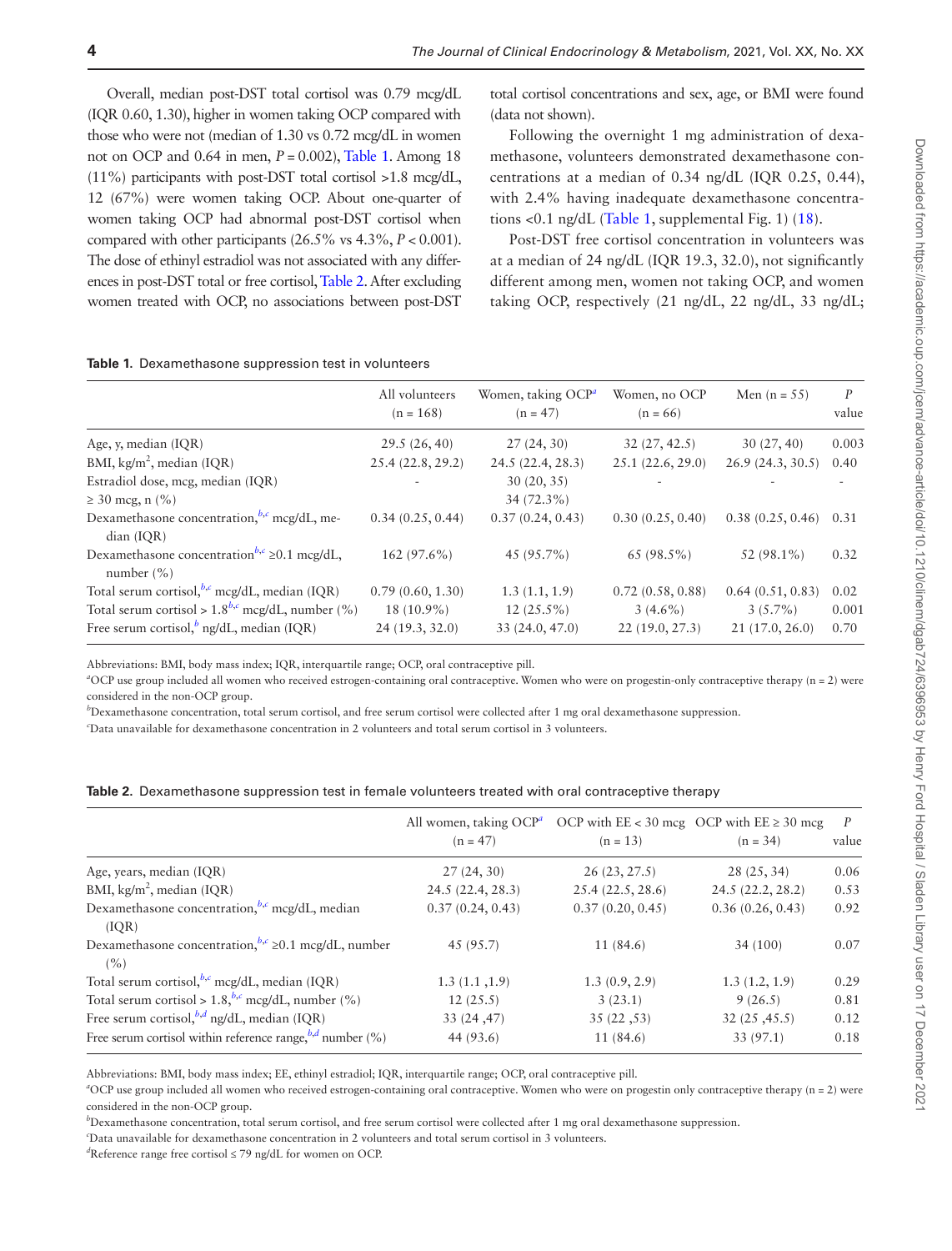Overall, median post-DST total cortisol was 0.79 mcg/dL (IQR 0.60, 1.30), higher in women taking OCP compared with those who were not (median of 1.30 vs 0.72 mcg/dL in women not on OCP and 0.64 in men, $P = 0.002$), Table 1. Among 18 (11%) participants with post-DST total cortisol >1.8 mcg/dL, 12 (67%) were women taking OCP. About one-quarter of women taking OCP had abnormal post-DST cortisol when compared with other participants (26.5% vs 4.3%, $P < 0.001$). The dose of ethinyl estradiol was not associated with any differences in post-DST total or free cortisol, Table 2. After excluding women treated with OCP, no associations between post-DST total cortisol concentrations and sex, age, or BMI were found (data not shown).

Following the overnight 1 mg administration of dexamethasone, volunteers demonstrated dexamethasone concentrations at a median of 0.34 ng/dL (IQR 0.25, 0.44), with 2.4% having inadequate dexamethasone concentrations <0.1 ng/dL (Table 1, supplemental Fig. 1) (18).

Post-DST free cortisol concentration in volunteers was at a median of 24 ng/dL (IQR 19.3, 32.0), not significantly different among men, women not taking OCP, and women taking OCP, respectively (21 ng/dL, 22 ng/dL, 33 ng/dL;

**Table 1.** Dexamethasone suppression test in volunteers

| | All volunteers (n = 168) | Women, taking OCP[a] (n = 47) | Women, no OCP (n = 66) | Men (n = 55) | P value |
|---|---|---|---|---|---|
| Age, y, median (IQR) | 29.5 (26, 40) | 27 (24, 30) | 32 (27, 42.5) | 30 (27, 40) | 0.003 |
| BMI, kg/m$^2$, median (IQR) | 25.4 (22.8, 29.2) | 24.5 (22.4, 28.3) | 25.1 (22.6, 29.0) | 26.9 (24.3, 30.5) | 0.40 |
| Estradiol dose, mcg, median (IQR) | - | 30 (20, 35) | - | - | - |
| ≥ 30 mcg, n (%) | | 34 (72.3%) | | | |
| Dexamethasone concentration,[b,c] mcg/dL, median (IQR) | 0.34 (0.25, 0.44) | 0.37 (0.24, 0.43) | 0.30 (0.25, 0.40) | 0.38 (0.25, 0.46) | 0.31 |
| Dexamethasone concentration[b,c] ≥0.1 mcg/dL, number (%) | 162 (97.6%) | 45 (95.7%) | 65 (98.5%) | 52 (98.1%) | 0.32 |
| Total serum cortisol,[b,c] mcg/dL, median (IQR) | 0.79 (0.60, 1.30) | 1.3 (1.1, 1.9) | 0.72 (0.58, 0.88) | 0.64 (0.51, 0.83) | 0.02 |
| Total serum cortisol > 1.8[b,c] mcg/dL, number (%) | 18 (10.9%) | 12 (25.5%) | 3 (4.6%) | 3 (5.7%) | 0.001 |
| Free serum cortisol,[b] ng/dL, median (IQR) | 24 (19.3, 32.0) | 33 (24.0, 47.0) | 22 (19.0, 27.3) | 21 (17.0, 26.0) | 0.70 |

Abbreviations: BMI, body mass index; IQR, interquartile range; OCP, oral contraceptive pill.
[a]OCP use group included all women who received estrogen-containing oral contraceptive. Women who were on progestin-only contraceptive therapy (n = 2) were considered in the non-OCP group.
[b]Dexamethasone concentration, total serum cortisol, and free serum cortisol were collected after 1 mg oral dexamethasone suppression.
[c]Data unavailable for dexamethasone concentration in 2 volunteers and total serum cortisol in 3 volunteers.

**Table 2.** Dexamethasone suppression test in female volunteers treated with oral contraceptive therapy

| | All women, taking OCP[a] (n = 47) | OCP with EE < 30 mcg (n = 13) | OCP with EE ≥ 30 mcg (n = 34) | P value |
|---|---|---|---|---|
| Age, years, median (IQR) | 27 (24, 30) | 26 (23, 27.5) | 28 (25, 34) | 0.06 |
| BMI, kg/m$^2$, median (IQR) | 24.5 (22.4, 28.3) | 25.4 (22.5, 28.6) | 24.5 (22.2, 28.2) | 0.53 |
| Dexamethasone concentration,[b,c] mcg/dL, median (IQR) | 0.37 (0.24, 0.43) | 0.37 (0.20, 0.45) | 0.36 (0.26, 0.43) | 0.92 |
| Dexamethasone concentration,[b,c] ≥0.1 mcg/dL, number (%) | 45 (95.7) | 11 (84.6) | 34 (100) | 0.07 |
| Total serum cortisol,[b,c] mcg/dL, median (IQR) | 1.3 (1.1 ,1.9) | 1.3 (0.9, 2.9) | 1.3 (1.2, 1.9) | 0.29 |
| Total serum cortisol > 1.8,[b,c] mcg/dL, number (%) | 12 (25.5) | 3 (23.1) | 9 (26.5) | 0.81 |
| Free serum cortisol,[b,d] ng/dL, median (IQR) | 33 (24 ,47) | 35 (22 ,53) | 32 (25 ,45.5) | 0.12 |
| Free serum cortisol within reference range,[b,d] number (%) | 44 (93.6) | 11 (84.6) | 33 (97.1) | 0.18 |

Abbreviations: BMI, body mass index; EE, ethinyl estradiol; IQR, interquartile range; OCP, oral contraceptive pill.
[a]OCP use group included all women who received estrogen-containing oral contraceptive. Women who were on progestin only contraceptive therapy (n = 2) were considered in the non-OCP group.
[b]Dexamethasone concentration, total serum cortisol, and free serum cortisol were collected after 1 mg oral dexamethasone suppression.
[c]Data unavailable for dexamethasone concentration in 2 volunteers and total serum cortisol in 3 volunteers.
[d]Reference range free cortisol ≤ 79 ng/dL for women on OCP.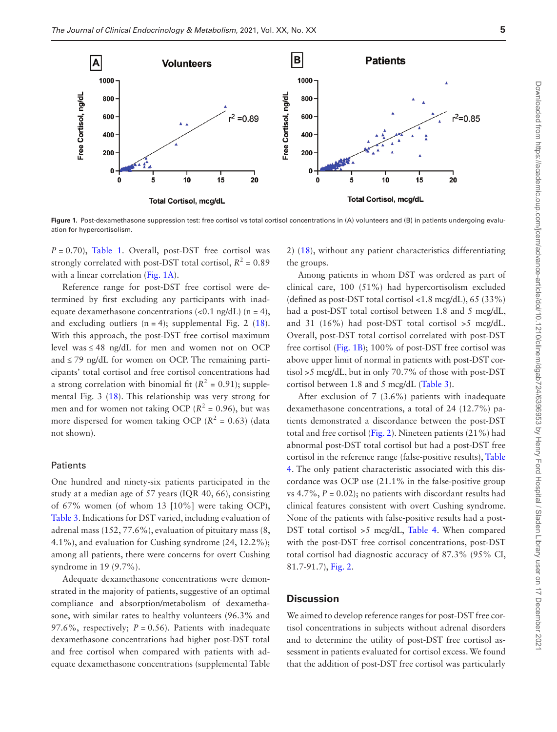Figure 1. Post-dexamethasone suppression test: free cortisol vs total cortisol concentrations in (A) volunteers and (B) in patients undergoing evaluation for hypercortisolism.

$P = 0.70$), Table 1. Overall, post-DST free cortisol was strongly correlated with post-DST total cortisol, $R^2 = 0.89$ with a linear correlation (Fig. 1A).

Reference range for post-DST free cortisol were determined by first excluding any participants with inadequate dexamethasone concentrations (<0.1 ng/dL) (n = 4), and excluding outliers (n = 4); supplemental Fig. 2 (18). With this approach, the post-DST free cortisol maximum level was ≤ 48 ng/dL for men and women not on OCP and ≤ 79 ng/dL for women on OCP. The remaining participants' total cortisol and free cortisol concentrations had a strong correlation with binomial fit ($R^2 = 0.91$); supplemental Fig. 3 (18). This relationship was very strong for men and for women not taking OCP ($R^2 = 0.96$), but was more dispersed for women taking OCP ($R^2 = 0.63$) (data not shown).

### Patients

One hundred and ninety-six patients participated in the study at a median age of 57 years (IQR 40, 66), consisting of 67% women (of whom 13 [10%] were taking OCP), Table 3. Indications for DST varied, including evaluation of adrenal mass (152, 77.6%), evaluation of pituitary mass (8, 4.1%), and evaluation for Cushing syndrome (24, 12.2%); among all patients, there were concerns for overt Cushing syndrome in 19 (9.7%).

Adequate dexamethasone concentrations were demonstrated in the majority of patients, suggestive of an optimal compliance and absorption/metabolism of dexamethasone, with similar rates to healthy volunteers (96.3% and 97.6%, respectively; $P = 0.56$). Patients with inadequate dexamethasone concentrations had higher post-DST total and free cortisol when compared with patients with adequate dexamethasone concentrations (supplemental Table 2) (18), without any patient characteristics differentiating the groups.

Among patients in whom DST was ordered as part of clinical care, 100 (51%) had hypercortisolism excluded (defined as post-DST total cortisol <1.8 mcg/dL), 65 (33%) had a post-DST total cortisol between 1.8 and 5 mcg/dL, and 31 (16%) had post-DST total cortisol >5 mcg/dL. Overall, post-DST total cortisol correlated with post-DST free cortisol (Fig. 1B); 100% of post-DST free cortisol was above upper limit of normal in patients with post-DST cortisol >5 mcg/dL, but in only 70.7% of those with post-DST cortisol between 1.8 and 5 mcg/dL (Table 3).

After exclusion of 7 (3.6%) patients with inadequate dexamethasone concentrations, a total of 24 (12.7%) patients demonstrated a discordance between the post-DST total and free cortisol (Fig. 2). Nineteen patients (21%) had abnormal post-DST total cortisol but had a post-DST free cortisol in the reference range (false-positive results), Table 4. The only patient characteristic associated with this discordance was OCP use (21.1% in the false-positive group vs 4.7%, $P = 0.02$); no patients with discordant results had clinical features consistent with overt Cushing syndrome. None of the patients with false-positive results had a post-DST total cortisol >5 mcg/dL, Table 4. When compared with the post-DST free cortisol concentrations, post-DST total cortisol had diagnostic accuracy of 87.3% (95% CI, 81.7-91.7), Fig. 2.

## Discussion

We aimed to develop reference ranges for post-DST free cortisol concentrations in subjects without adrenal disorders and to determine the utility of post-DST free cortisol assessment in patients evaluated for cortisol excess. We found that the addition of post-DST free cortisol was particularly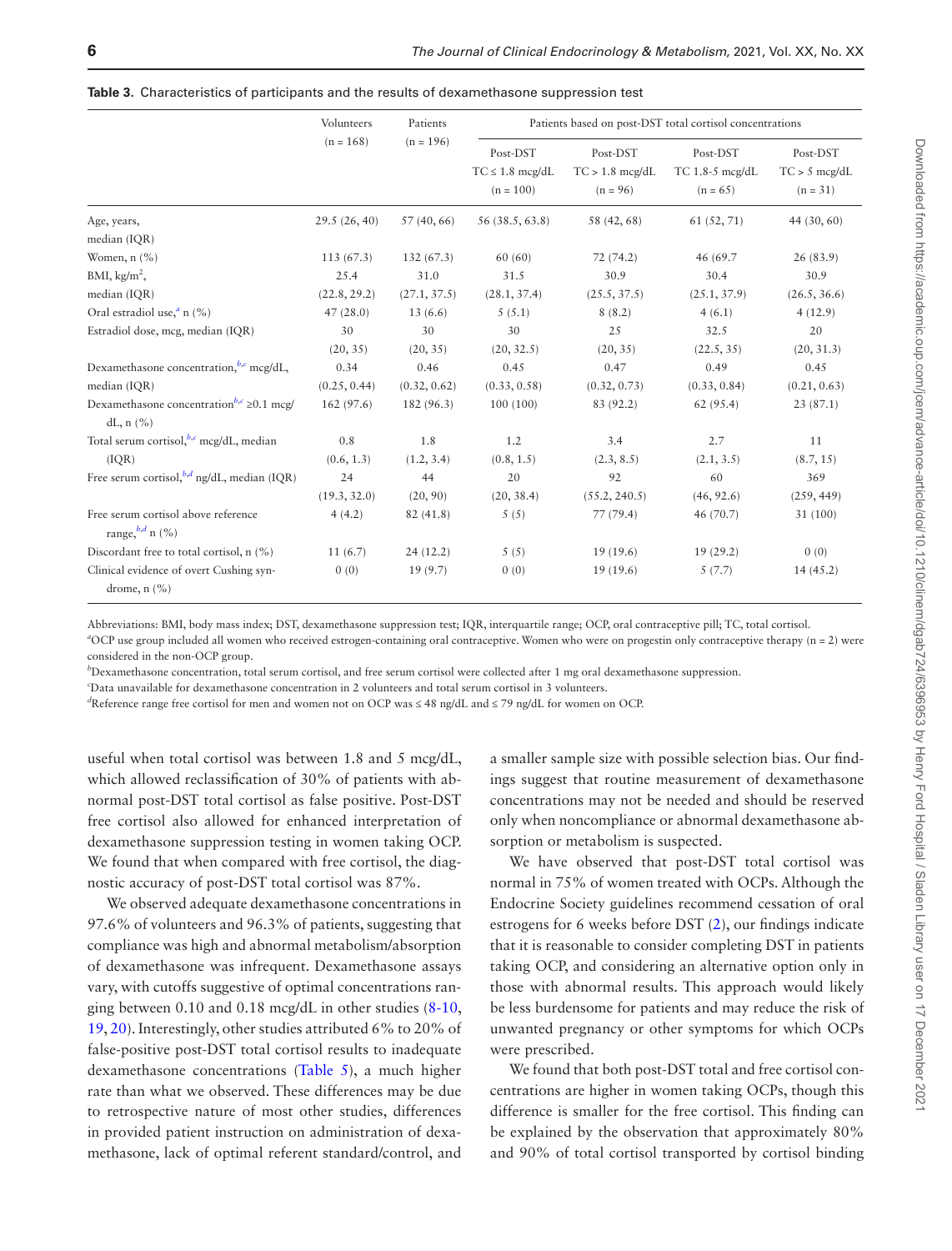**Table 3.** Characteristics of participants and the results of dexamethasone suppression test

| | Volunteers (n = 168) | Patients (n = 196) | Patients based on post-DST total cortisol concentrations | | | |
|---|---|---|---|---|---|---|
| | | | Post-DST TC ≤ 1.8 mcg/dL (n = 100) | Post-DST TC > 1.8 mcg/dL (n = 96) | Post-DST TC 1.8-5 mcg/dL (n = 65) | Post-DST TC > 5 mcg/dL (n = 31) |
| Age, years, median (IQR) | 29.5 (26, 40) | 57 (40, 66) | 56 (38.5, 63.8) | 58 (42, 68) | 61 (52, 71) | 44 (30, 60) |
| Women, n (%) | 113 (67.3) | 132 (67.3) | 60 (60) | 72 (74.2) | 46 (69.7 | 26 (83.9) |
| BMI, kg/m$^2$, median (IQR) | 25.4 (22.8, 29.2) | 31.0 (27.1, 37.5) | 31.5 (28.1, 37.4) | 30.9 (25.5, 37.5) | 30.4 (25.1, 37.9) | 30.9 (26.5, 36.6) |
| Oral estradiol use,[a] n (%) | 47 (28.0) | 13 (6.6) | 5 (5.1) | 8 (8.2) | 4 (6.1) | 4 (12.9) |
| Estradiol dose, mcg, median (IQR) | 30 (20, 35) | 30 (20, 35) | 30 (20, 32.5) | 25 (20, 35) | 32.5 (22.5, 35) | 20 (20, 31.3) |
| Dexamethasone concentration,[b,c] mcg/dL, median (IQR) | 0.34 (0.25, 0.44) | 0.46 (0.32, 0.62) | 0.45 (0.33, 0.58) | 0.47 (0.32, 0.73) | 0.49 (0.33, 0.84) | 0.45 (0.21, 0.63) |
| Dexamethasone concentration[b,c] ≥0.1 mcg/dL, n (%) | 162 (97.6) | 182 (96.3) | 100 (100) | 83 (92.2) | 62 (95.4) | 23 (87.1) |
| Total serum cortisol,[b,c] mcg/dL, median (IQR) | 0.8 (0.6, 1.3) | 1.8 (1.2, 3.4) | 1.2 (0.8, 1.5) | 3.4 (2.3, 8.5) | 2.7 (2.1, 3.5) | 11 (8.7, 15) |
| Free serum cortisol,[b,d] ng/dL, median (IQR) | 24 (19.3, 32.0) | 44 (20, 90) | 20 (20, 38.4) | 92 (55.2, 240.5) | 60 (46, 92.6) | 369 (259, 449) |
| Free serum cortisol above reference range,[b,d] n (%) | 4 (4.2) | 82 (41.8) | 5 (5) | 77 (79.4) | 46 (70.7) | 31 (100) |
| Discordant free to total cortisol, n (%) | 11 (6.7) | 24 (12.2) | 5 (5) | 19 (19.6) | 19 (29.2) | 0 (0) |
| Clinical evidence of overt Cushing syndrome, n (%) | 0 (0) | 19 (9.7) | 0 (0) | 19 (19.6) | 5 (7.7) | 14 (45.2) |

Abbreviations: BMI, body mass index; DST, dexamethasone suppression test; IQR, interquartile range; OCP, oral contraceptive pill; TC, total cortisol.

[a]OCP use group included all women who received estrogen-containing oral contraceptive. Women who were on progestin only contraceptive therapy (n = 2) were considered in the non-OCP group.

[b]Dexamethasone concentration, total serum cortisol, and free serum cortisol were collected after 1 mg oral dexamethasone suppression.

[c]Data unavailable for dexamethasone concentration in 2 volunteers and total serum cortisol in 3 volunteers.

[d]Reference range free cortisol for men and women not on OCP was ≤ 48 ng/dL and ≤ 79 ng/dL for women on OCP.

useful when total cortisol was between 1.8 and 5 mcg/dL, which allowed reclassification of 30% of patients with abnormal post-DST total cortisol as false positive. Post-DST free cortisol also allowed for enhanced interpretation of dexamethasone suppression testing in women taking OCP. We found that when compared with free cortisol, the diagnostic accuracy of post-DST total cortisol was 87%.

We observed adequate dexamethasone concentrations in 97.6% of volunteers and 96.3% of patients, suggesting that compliance was high and abnormal metabolism/absorption of dexamethasone was infrequent. Dexamethasone assays vary, with cutoffs suggestive of optimal concentrations ranging between 0.10 and 0.18 mcg/dL in other studies (8-10, 19, 20). Interestingly, other studies attributed 6% to 20% of false-positive post-DST total cortisol results to inadequate dexamethasone concentrations (Table 5), a much higher rate than what we observed. These differences may be due to retrospective nature of most other studies, differences in provided patient instruction on administration of dexamethasone, lack of optimal referent standard/control, and a smaller sample size with possible selection bias. Our findings suggest that routine measurement of dexamethasone concentrations may not be needed and should be reserved only when noncompliance or abnormal dexamethasone absorption or metabolism is suspected.

We have observed that post-DST total cortisol was normal in 75% of women treated with OCPs. Although the Endocrine Society guidelines recommend cessation of oral estrogens for 6 weeks before DST (2), our findings indicate that it is reasonable to consider completing DST in patients taking OCP, and considering an alternative option only in those with abnormal results. This approach would likely be less burdensome for patients and may reduce the risk of unwanted pregnancy or other symptoms for which OCPs were prescribed.

We found that both post-DST total and free cortisol concentrations are higher in women taking OCPs, though this difference is smaller for the free cortisol. This finding can be explained by the observation that approximately 80% and 90% of total cortisol transported by cortisol binding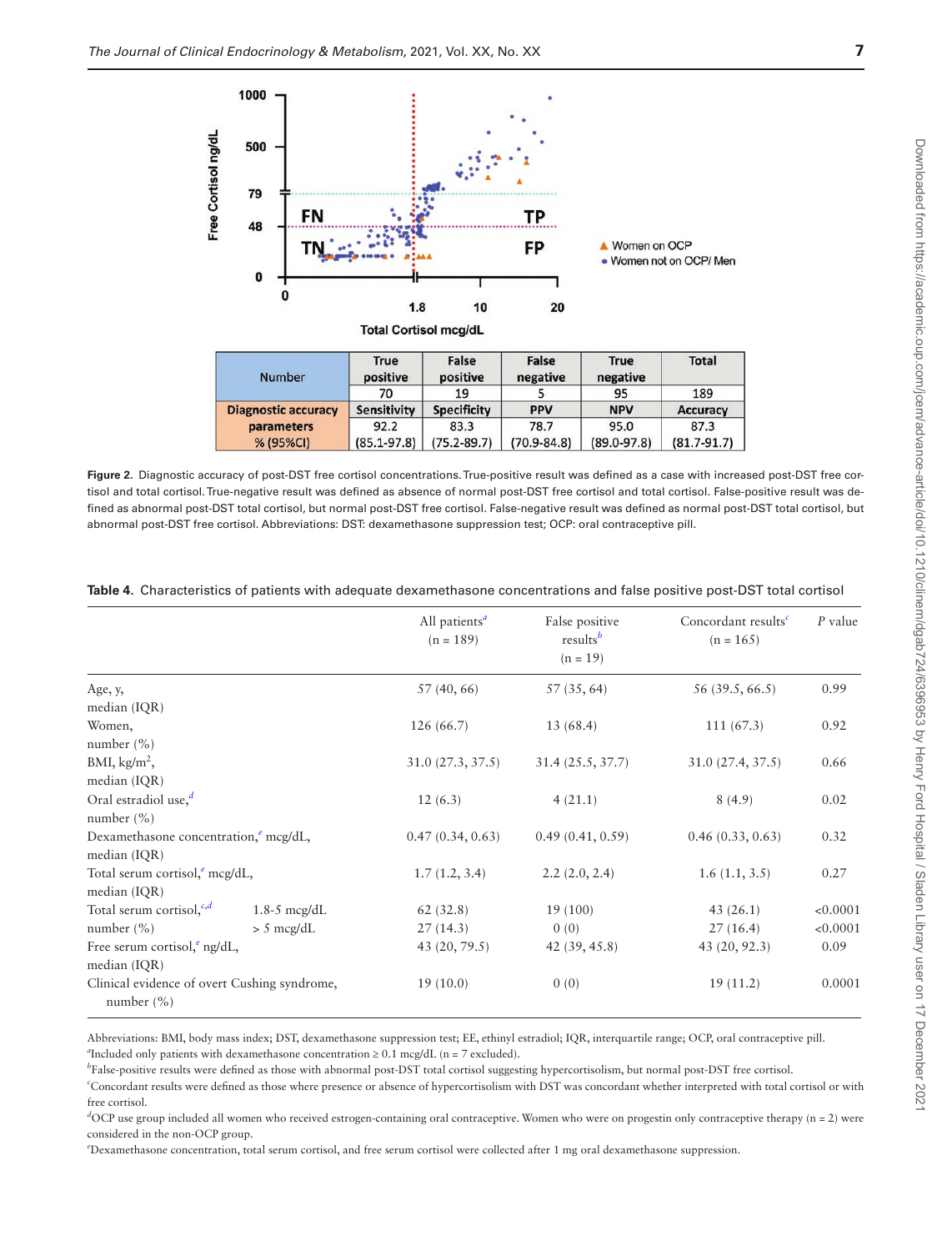| Number | True positive | False positive | False negative | True negative | Total |
|---|---|---|---|---|---|
| | 70 | 19 | 5 | 95 | 189 |
| Diagnostic accuracy parameters % (95%CI) | Sensitivity | Specificity | PPV | NPV | Accuracy |
| | 92.2 (85.1-97.8) | 83.3 (75.2-89.7) | 78.7 (70.9-84.8) | 95.0 (89.0-97.8) | 87.3 (81.7-91.7) |

**Figure 2.** Diagnostic accuracy of post-DST free cortisol concentrations. True-positive result was defined as a case with increased post-DST free cortisol and total cortisol. True-negative result was defined as absence of normal post-DST free cortisol and total cortisol. False-positive result was defined as abnormal post-DST total cortisol, but normal post-DST free cortisol. False-negative result was defined as normal post-DST total cortisol, but abnormal post-DST free cortisol. Abbreviations: DST: dexamethasone suppression test; OCP: oral contraceptive pill.

**Table 4.** Characteristics of patients with adequate dexamethasone concentrations and false positive post-DST total cortisol

| | | All patients[a] (n = 189) | False positive results[b] (n = 19) | Concordant results[c] (n = 165) | P value |
|---|---|---|---|---|---|
| Age, y, median (IQR) | | 57 (40, 66) | 57 (35, 64) | 56 (39.5, 66.5) | 0.99 |
| Women, number (%) | | 126 (66.7) | 13 (68.4) | 111 (67.3) | 0.92 |
| BMI, kg/m$^2$, median (IQR) | | 31.0 (27.3, 37.5) | 31.4 (25.5, 37.7) | 31.0 (27.4, 37.5) | 0.66 |
| Oral estradiol use,[d] number (%) | | 12 (6.3) | 4 (21.1) | 8 (4.9) | 0.02 |
| Dexamethasone concentration,[e] mcg/dL, median (IQR) | | 0.47 (0.34, 0.63) | 0.49 (0.41, 0.59) | 0.46 (0.33, 0.63) | 0.32 |
| Total serum cortisol,[e] mcg/dL, median (IQR) | | 1.7 (1.2, 3.4) | 2.2 (2.0, 2.4) | 1.6 (1.1, 3.5) | 0.27 |
| Total serum cortisol,[c,d] number (%) | 1.8-5 mcg/dL | 62 (32.8) | 19 (100) | 43 (26.1) | <0.0001 |
| | > 5 mcg/dL | 27 (14.3) | 0 (0) | 27 (16.4) | <0.0001 |
| Free serum cortisol,[e] ng/dL, median (IQR) | | 43 (20, 79.5) | 42 (39, 45.8) | 43 (20, 92.3) | 0.09 |
| Clinical evidence of overt Cushing syndrome, number (%) | | 19 (10.0) | 0 (0) | 19 (11.2) | 0.0001 |

Abbreviations: BMI, body mass index; DST, dexamethasone suppression test; EE, ethinyl estradiol; IQR, interquartile range; OCP, oral contraceptive pill.
[a]Included only patients with dexamethasone concentration ≥ 0.1 mcg/dL (n = 7 excluded).
[b]False-positive results were defined as those with abnormal post-DST total cortisol suggesting hypercortisolism, but normal post-DST free cortisol.
[c]Concordant results were defined as those where presence or absence of hypercortisolism with DST was concordant whether interpreted with total cortisol or with free cortisol.
[d]OCP use group included all women who received estrogen-containing oral contraceptive. Women who were on progestin only contraceptive therapy (n = 2) were considered in the non-OCP group.
[e]Dexamethasone concentration, total serum cortisol, and free serum cortisol were collected after 1 mg oral dexamethasone suppression.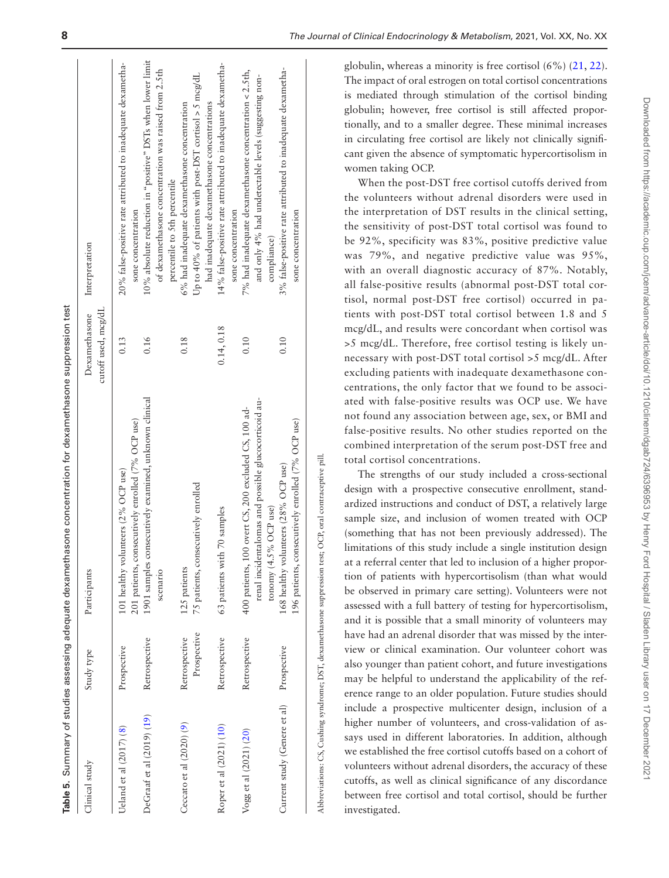**Table 5.** Summary of studies assessing adequate dexamethasone concentration for dexamethasone suppression test

| Clinical study | Study type | Participants | Dexamethasone cutoff used, mcg/dL | Interpretation |
|---|---|---|---|---|
| Ueland et al (2017) (8) | Prospective | 101 healthy volunteers (2% OCP use)<br>201 patients, consecutively enrolled (7% OCP use) | 0.13 | 20% false-positive rate attributed to inadequate dexamethasone concentration |
| DeGraaf et al (2019) (19) | Retrospective | 1901 samples consecutively examined, unknown clinical scenario | 0.16 | 10% absolute reduction in "positive" DSTs when lower limit of dexamethasone concentration was raised from 2.5th percentile to 5th percentile |
| Ceccato et al (2020) (9) | Retrospective<br>Prospective | 125 patients<br>75 patients, consecutively enrolled | 0.18 | 6% had inadequate dexamethasone concentration<br>Up to 40% of patients with post-DST cortisol > 5 mcg/dL had inadequate dexamethasone concentrations |
| Roper et al (2021) (10) | Retrospective | 63 patients with 70 samples | 0.14, 0.18 | 14% false-positive rate attributed to inadequate dexamethasone concentration |
| Vogg et al (2021) (20) | Retrospective | 400 patients, 100 overt CS, 200 excluded CS, 100 adrenal incidentalomas and possible glucocorticoid autonomy (4.5% OCP use) | 0.10 | 7% had inadequate dexamethasone concentration < 2.5th, and only 4% had undetectable levels (suggesting non-compliance) |
| Current study (Genere et al) | Prospective | 168 healthy volunteers (28% OCP use)<br>196 patients, consecutively enrolled (7% OCP use) | 0.10 | 3% false-positive rate attributed to inadequate dexamethasone concentration |

Abbreviations: CS, Cushing syndrome; DST, dexamethasone suppression test; OCP, oral contraceptive pill.

globulin, whereas a minority is free cortisol (6%) (21, 22). The impact of oral estrogen on total cortisol concentrations is mediated through stimulation of the cortisol binding globulin; however, free cortisol is still affected proportionally, and to a smaller degree. These minimal increases in circulating free cortisol are likely not clinically significant given the absence of symptomatic hypercortisolism in women taking OCP.

When the post-DST free cortisol cutoffs derived from the volunteers without adrenal disorders were used in the interpretation of DST results in the clinical setting, the sensitivity of post-DST total cortisol was found to be 92%, specificity was 83%, positive predictive value was 79%, and negative predictive value was 95%, with an overall diagnostic accuracy of 87%. Notably, all false-positive results (abnormal post-DST total cortisol, normal post-DST free cortisol) occurred in patients with post-DST total cortisol between 1.8 and 5 mcg/dL, and results were concordant when cortisol was >5 mcg/dL. Therefore, free cortisol testing is likely unnecessary with post-DST total cortisol >5 mcg/dL. After excluding patients with inadequate dexamethasone concentrations, the only factor that we found to be associated with false-positive results was OCP use. We have not found any association between age, sex, or BMI and false-positive results. No other studies reported on the combined interpretation of the serum post-DST free and total cortisol concentrations.

The strengths of our study included a cross-sectional design with a prospective consecutive enrollment, standardized instructions and conduct of DST, a relatively large sample size, and inclusion of women treated with OCP (something that has not been previously addressed). The limitations of this study include a single institution design at a referral center that led to inclusion of a higher proportion of patients with hypercortisolism (than what would be observed in primary care setting). Volunteers were not assessed with a full battery of testing for hypercortisolism, and it is possible that a small minority of volunteers may have had an adrenal disorder that was missed by the interview or clinical examination. Our volunteer cohort was also younger than patient cohort, and future investigations may be helpful to understand the applicability of the reference range to an older population. Future studies should include a prospective multicenter design, inclusion of a higher number of volunteers, and cross-validation of assays used in different laboratories. In addition, although we established the free cortisol cutoffs based on a cohort of volunteers without adrenal disorders, the accuracy of these cutoffs, as well as clinical significance of any discordance between free cortisol and total cortisol, should be further investigated.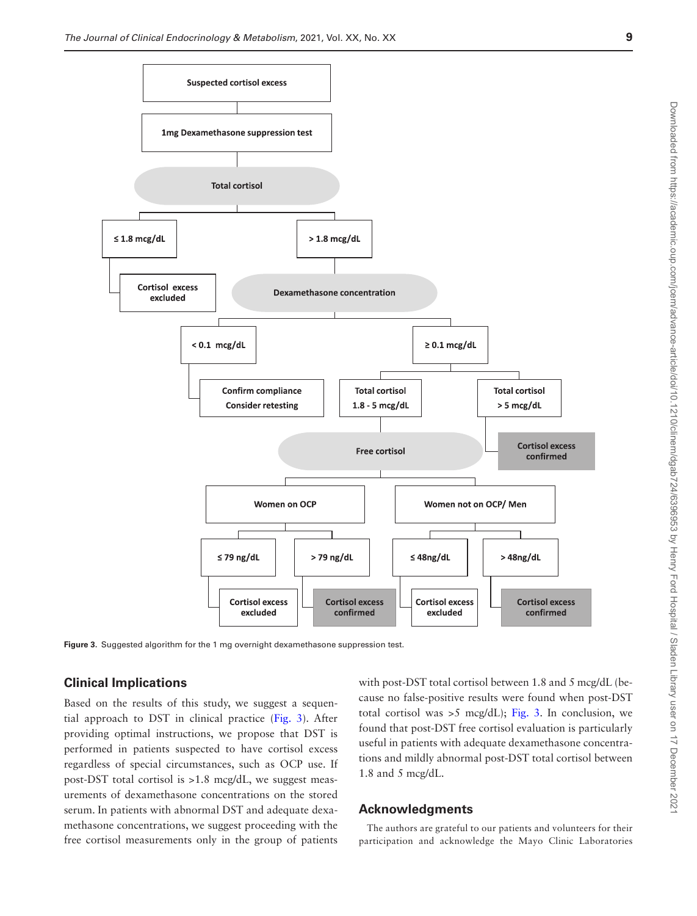**Figure 3.** Suggested algorithm for the 1 mg overnight dexamethasone suppression test.

## Clinical Implications

Based on the results of this study, we suggest a sequential approach to DST in clinical practice (Fig. 3). After providing optimal instructions, we propose that DST is performed in patients suspected to have cortisol excess regardless of special circumstances, such as OCP use. If post-DST total cortisol is >1.8 mcg/dL, we suggest measurements of dexamethasone concentrations on the stored serum. In patients with abnormal DST and adequate dexamethasone concentrations, we suggest proceeding with the free cortisol measurements only in the group of patients with post-DST total cortisol between 1.8 and 5 mcg/dL (because no false-positive results were found when post-DST total cortisol was >5 mcg/dL); Fig. 3. In conclusion, we found that post-DST free cortisol evaluation is particularly useful in patients with adequate dexamethasone concentrations and mildly abnormal post-DST total cortisol between 1.8 and 5 mcg/dL.

## Acknowledgments

The authors are grateful to our patients and volunteers for their participation and acknowledge the Mayo Clinic Laboratories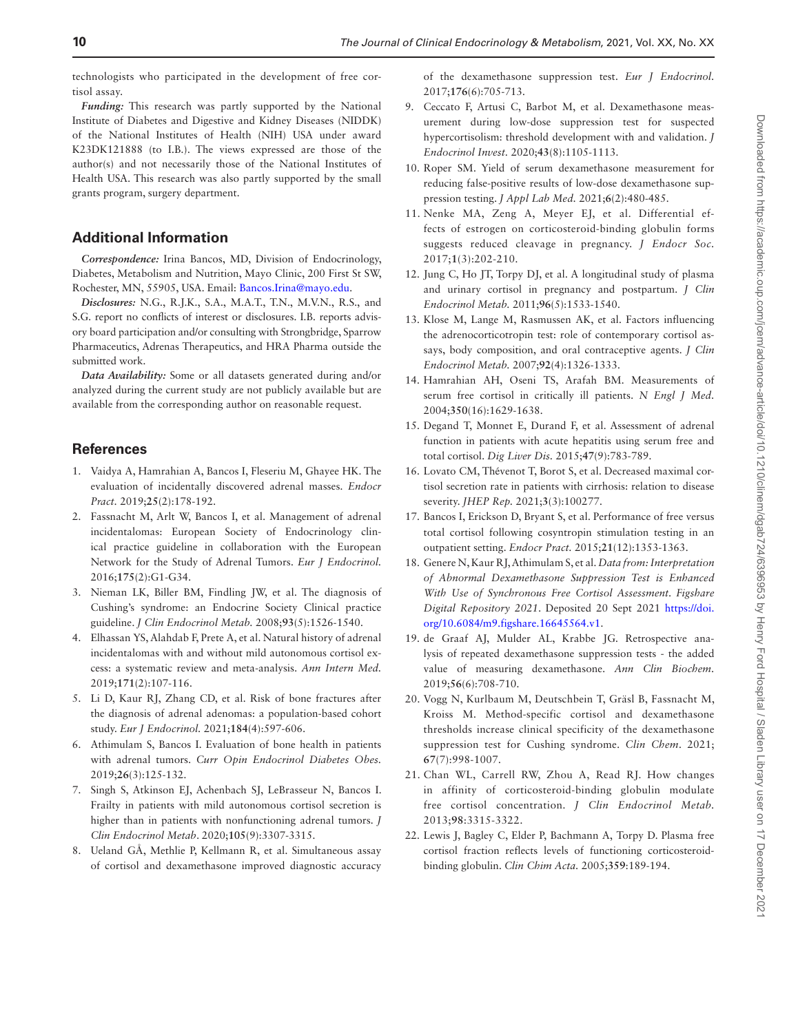technologists who participated in the development of free cortisol assay.

***Funding:*** This research was partly supported by the National Institute of Diabetes and Digestive and Kidney Diseases (NIDDK) of the National Institutes of Health (NIH) USA under award K23DK121888 (to I.B.). The views expressed are those of the author(s) and not necessarily those of the National Institutes of Health USA. This research was also partly supported by the small grants program, surgery department.

## Additional Information

***Correspondence:*** Irina Bancos, MD, Division of Endocrinology, Diabetes, Metabolism and Nutrition, Mayo Clinic, 200 First St SW, Rochester, MN, 55905, USA. Email: Bancos.Irina@mayo.edu.

***Disclosures:*** N.G., R.J.K., S.A., M.A.T., T.N., M.V.N., R.S., and S.G. report no conflicts of interest or disclosures. I.B. reports advisory board participation and/or consulting with Strongbridge, Sparrow Pharmaceutics, Adrenas Therapeutics, and HRA Pharma outside the submitted work.

***Data Availability:*** Some or all datasets generated during and/or analyzed during the current study are not publicly available but are available from the corresponding author on reasonable request.

## References

1. Vaidya A, Hamrahian A, Bancos I, Fleseriu M, Ghayee HK. The evaluation of incidentally discovered adrenal masses. *Endocr Pract.* 2019;**25**(2):178-192.
2. Fassnacht M, Arlt W, Bancos I, et al. Management of adrenal incidentalomas: European Society of Endocrinology clinical practice guideline in collaboration with the European Network for the Study of Adrenal Tumors. *Eur J Endocrinol.* 2016;**175**(2):G1-G34.
3. Nieman LK, Biller BM, Findling JW, et al. The diagnosis of Cushing's syndrome: an Endocrine Society Clinical practice guideline. *J Clin Endocrinol Metab.* 2008;**93**(5):1526-1540.
4. Elhassan YS, Alahdab F, Prete A, et al. Natural history of adrenal incidentalomas with and without mild autonomous cortisol excess: a systematic review and meta-analysis. *Ann Intern Med.* 2019;**171**(2):107-116.
5. Li D, Kaur RJ, Zhang CD, et al. Risk of bone fractures after the diagnosis of adrenal adenomas: a population-based cohort study. *Eur J Endocrinol.* 2021;**184**(4):597-606.
6. Athimulam S, Bancos I. Evaluation of bone health in patients with adrenal tumors. *Curr Opin Endocrinol Diabetes Obes.* 2019;**26**(3):125-132.
7. Singh S, Atkinson EJ, Achenbach SJ, LeBrasseur N, Bancos I. Frailty in patients with mild autonomous cortisol secretion is higher than in patients with nonfunctioning adrenal tumors. *J Clin Endocrinol Metab.* 2020;**105**(9):3307-3315.
8. Ueland GÅ, Methlie P, Kellmann R, et al. Simultaneous assay of cortisol and dexamethasone improved diagnostic accuracy of the dexamethasone suppression test. *Eur J Endocrinol.* 2017;**176**(6):705-713.
9. Ceccato F, Artusi C, Barbot M, et al. Dexamethasone measurement during low-dose suppression test for suspected hypercortisolism: threshold development with and validation. *J Endocrinol Invest.* 2020;**43**(8):1105-1113.
10. Roper SM. Yield of serum dexamethasone measurement for reducing false-positive results of low-dose dexamethasone suppression testing. *J Appl Lab Med.* 2021;**6**(2):480-485.
11. Nenke MA, Zeng A, Meyer EJ, et al. Differential effects of estrogen on corticosteroid-binding globulin forms suggests reduced cleavage in pregnancy. *J Endocr Soc.* 2017;**1**(3):202-210.
12. Jung C, Ho JT, Torpy DJ, et al. A longitudinal study of plasma and urinary cortisol in pregnancy and postpartum. *J Clin Endocrinol Metab.* 2011;**96**(5):1533-1540.
13. Klose M, Lange M, Rasmussen AK, et al. Factors influencing the adrenocorticotropin test: role of contemporary cortisol assays, body composition, and oral contraceptive agents. *J Clin Endocrinol Metab.* 2007;**92**(4):1326-1333.
14. Hamrahian AH, Oseni TS, Arafah BM. Measurements of serum free cortisol in critically ill patients. *N Engl J Med.* 2004;**350**(16):1629-1638.
15. Degand T, Monnet E, Durand F, et al. Assessment of adrenal function in patients with acute hepatitis using serum free and total cortisol. *Dig Liver Dis.* 2015;**47**(9):783-789.
16. Lovato CM, Thévenot T, Borot S, et al. Decreased maximal cortisol secretion rate in patients with cirrhosis: relation to disease severity. *JHEP Rep.* 2021;**3**(3):100277.
17. Bancos I, Erickson D, Bryant S, et al. Performance of free versus total cortisol following cosyntropin stimulation testing in an outpatient setting. *Endocr Pract.* 2015;**21**(12):1353-1363.
18. Genere N, Kaur RJ, Athimulam S, et al. *Data from: Interpretation of Abnormal Dexamethasone Suppression Test is Enhanced With Use of Synchronous Free Cortisol Assessment. Figshare Digital Repository 2021.* Deposited 20 Sept 2021 https://doi.org/10.6084/m9.figshare.16645564.v1.
19. de Graaf AJ, Mulder AL, Krabbe JG. Retrospective analysis of repeated dexamethasone suppression tests - the added value of measuring dexamethasone. *Ann Clin Biochem.* 2019;**56**(6):708-710.
20. Vogg N, Kurlbaum M, Deutschbein T, Gräsl B, Fassnacht M, Kroiss M. Method-specific cortisol and dexamethasone thresholds increase clinical specificity of the dexamethasone suppression test for Cushing syndrome. *Clin Chem.* 2021;**67**(7):998-1007.
21. Chan WL, Carrell RW, Zhou A, Read RJ. How changes in affinity of corticosteroid-binding globulin modulate free cortisol concentration. *J Clin Endocrinol Metab.* 2013;**98**:3315-3322.
22. Lewis J, Bagley C, Elder P, Bachmann A, Torpy D. Plasma free cortisol fraction reflects levels of functioning corticosteroid-binding globulin. *Clin Chim Acta.* 2005;**359**:189-194.